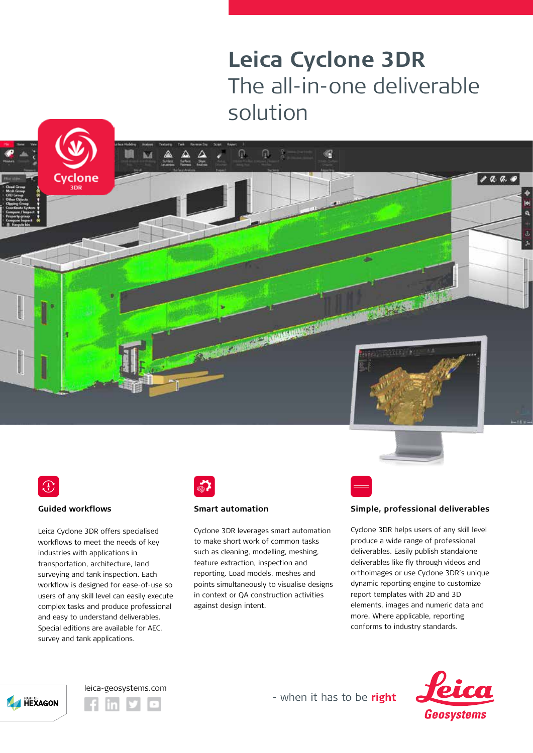# Leica Cyclone 3DR

## The all-in-one deliverable solution

### Guided workflows

Leica Cyclone 3DR offers specialised workflows to meet the needs of key industries with applications in transportation, architecture, land surveying and tank inspection. Each workflow is designed for ease-of-use so users of any skill level can easily execute complex tasks and produce professional and easy to understand deliverables. Special editions are available for AEC, survey and tank applications.

### Smart automation

Cyclone 3DR leverages smart automation to make short work of common tasks such as cleaning, modelling, meshing, feature extraction, inspection and reporting. Load models, meshes and points simultaneously to visualise designs in context or QA construction activities against design intent.

### Simple, professional deliverables

Cyclone 3DR helps users of any skill level produce a wide range of professional deliverables. Easily publish standalone deliverables like fly through videos and orthoimages or use Cyclone 3DR's unique dynamic reporting engine to customize report templates with 2D and 3D elements, images and numeric data and more. Where applicable, reporting conforms to industry standards.

PART OF HEXAGON

leica-geosystems.com

- when it has to be **right**

Leica Geosystems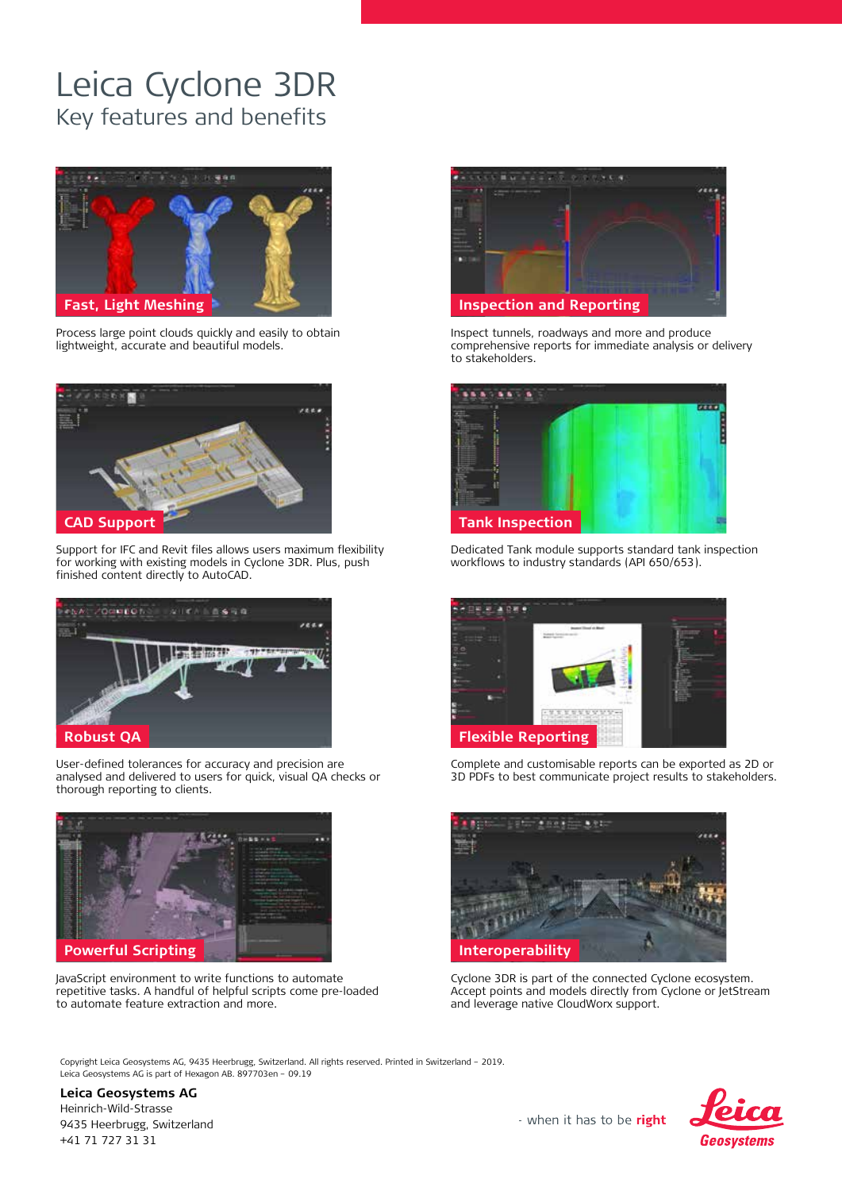# Leica Cyclone 3DR

## Key features and benefits

### Fast, Light Meshing

Process large point clouds quickly and easily to obtain lightweight, accurate and beautiful models.

### Inspection and Reporting

Inspect tunnels, roadways and more and produce comprehensive reports for immediate analysis or delivery to stakeholders.

### CAD Support

Support for IFC and Revit files allows users maximum flexibility for working with existing models in Cyclone 3DR. Plus, push finished content directly to AutoCAD.

### Tank Inspection

Dedicated Tank module supports standard tank inspection workflows to industry standards (API 650/653).

### Robust QA

User-defined tolerances for accuracy and precision are analysed and delivered to users for quick, visual QA checks or thorough reporting to clients.

### Flexible Reporting

Complete and customisable reports can be exported as 2D or 3D PDFs to best communicate project results to stakeholders.

### Powerful Scripting

JavaScript environment to write functions to automate repetitive tasks. A handful of helpful scripts come pre-loaded to automate feature extraction and more.

### Interoperability

Cyclone 3DR is part of the connected Cyclone ecosystem. Accept points and models directly from Cyclone or JetStream and leverage native CloudWorx support.

Copyright Leica Geosystems AG, 9435 Heerbrugg, Switzerland. All rights reserved. Printed in Switzerland – 2019.
Leica Geosystems AG is part of Hexagon AB. 897703en – 09.19

**Leica Geosystems AG**
Heinrich-Wild-Strasse
9435 Heerbrugg, Switzerland
+41 71 727 31 31

- when it has to be **right**

Leica Geosystems